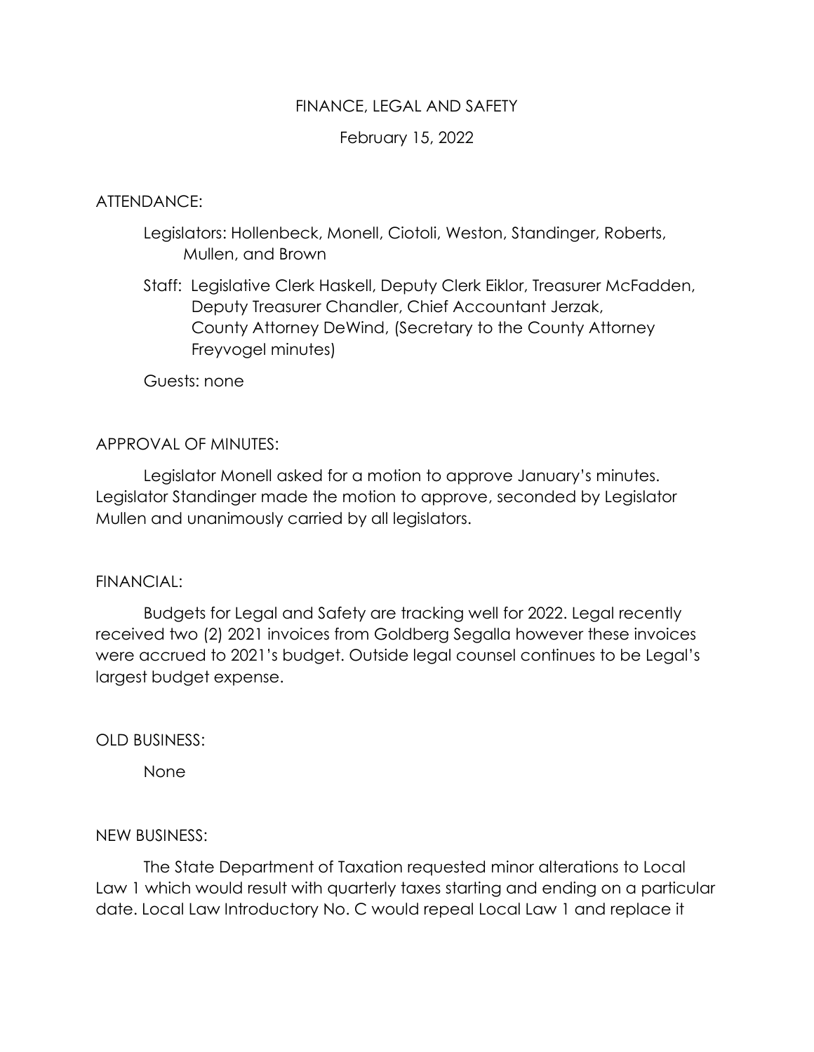# FINANCE, LEGAL AND SAFETY

February 15, 2022

ATTENDANCE:

Legislators: Hollenbeck, Monell, Ciotoli, Weston, Standinger, Roberts, Mullen, and Brown

Staff: Legislative Clerk Haskell, Deputy Clerk Eiklor, Treasurer McFadden, Deputy Treasurer Chandler, Chief Accountant Jerzak, County Attorney DeWind, (Secretary to the County Attorney Freyvogel minutes)

Guests: none

APPROVAL OF MINUTES:

Legislator Monell asked for a motion to approve January's minutes. Legislator Standinger made the motion to approve, seconded by Legislator Mullen and unanimously carried by all legislators.

FINANCIAL:

Budgets for Legal and Safety are tracking well for 2022. Legal recently received two (2) 2021 invoices from Goldberg Segalla however these invoices were accrued to 2021's budget. Outside legal counsel continues to be Legal's largest budget expense.

OLD BUSINESS:

None

NEW BUSINESS:

The State Department of Taxation requested minor alterations to Local Law 1 which would result with quarterly taxes starting and ending on a particular date. Local Law Introductory No. C would repeal Local Law 1 and replace it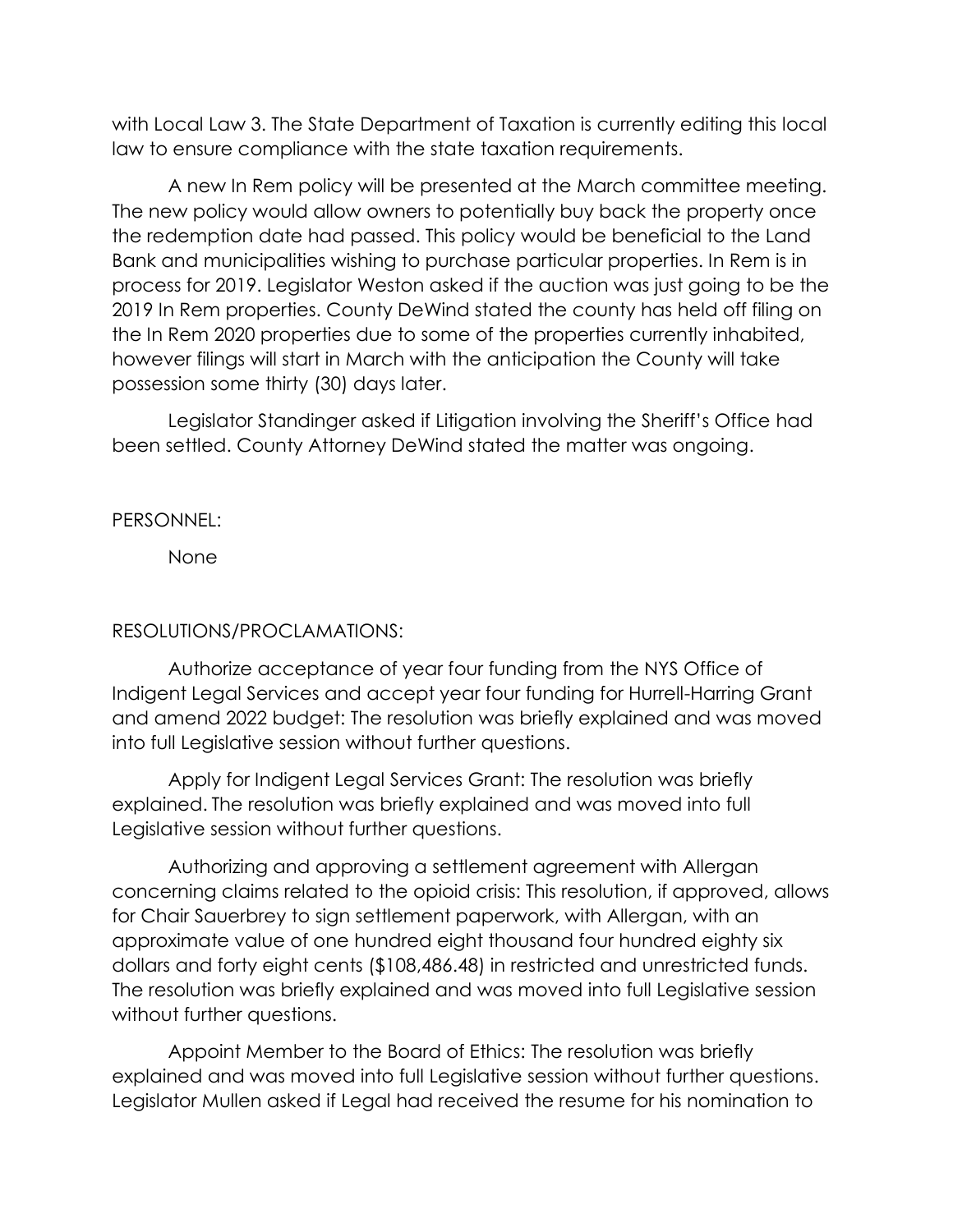with Local Law 3. The State Department of Taxation is currently editing this local law to ensure compliance with the state taxation requirements.

A new In Rem policy will be presented at the March committee meeting. The new policy would allow owners to potentially buy back the property once the redemption date had passed. This policy would be beneficial to the Land Bank and municipalities wishing to purchase particular properties. In Rem is in process for 2019. Legislator Weston asked if the auction was just going to be the 2019 In Rem properties. County DeWind stated the county has held off filing on the In Rem 2020 properties due to some of the properties currently inhabited, however filings will start in March with the anticipation the County will take possession some thirty (30) days later.

Legislator Standinger asked if Litigation involving the Sheriff's Office had been settled. County Attorney DeWind stated the matter was ongoing.

PERSONNEL:

None

RESOLUTIONS/PROCLAMATIONS:

Authorize acceptance of year four funding from the NYS Office of Indigent Legal Services and accept year four funding for Hurrell-Harring Grant and amend 2022 budget: The resolution was briefly explained and was moved into full Legislative session without further questions.

Apply for Indigent Legal Services Grant: The resolution was briefly explained. The resolution was briefly explained and was moved into full Legislative session without further questions.

Authorizing and approving a settlement agreement with Allergan concerning claims related to the opioid crisis: This resolution, if approved, allows for Chair Sauerbrey to sign settlement paperwork, with Allergan, with an approximate value of one hundred eight thousand four hundred eighty six dollars and forty eight cents ($108,486.48) in restricted and unrestricted funds. The resolution was briefly explained and was moved into full Legislative session without further questions.

Appoint Member to the Board of Ethics: The resolution was briefly explained and was moved into full Legislative session without further questions. Legislator Mullen asked if Legal had received the resume for his nomination to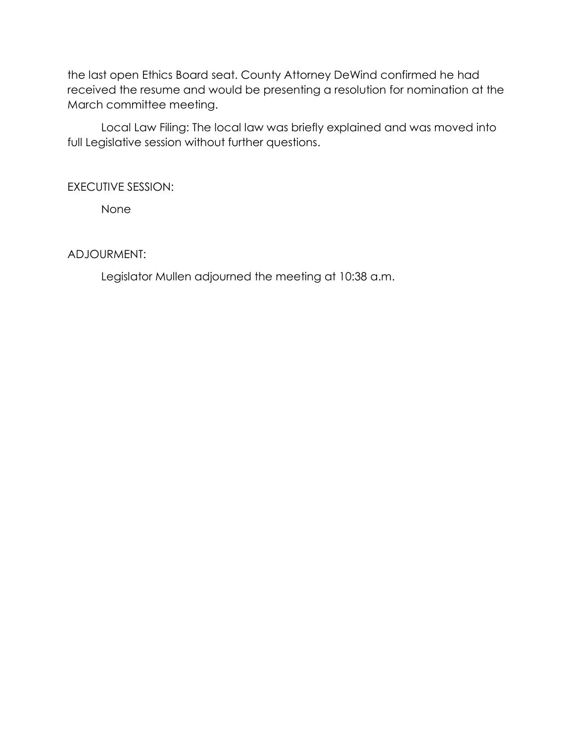the last open Ethics Board seat. County Attorney DeWind confirmed he had received the resume and would be presenting a resolution for nomination at the March committee meeting.

Local Law Filing: The local law was briefly explained and was moved into full Legislative session without further questions.

EXECUTIVE SESSION:

None

ADJOURMENT:

Legislator Mullen adjourned the meeting at 10:38 a.m.